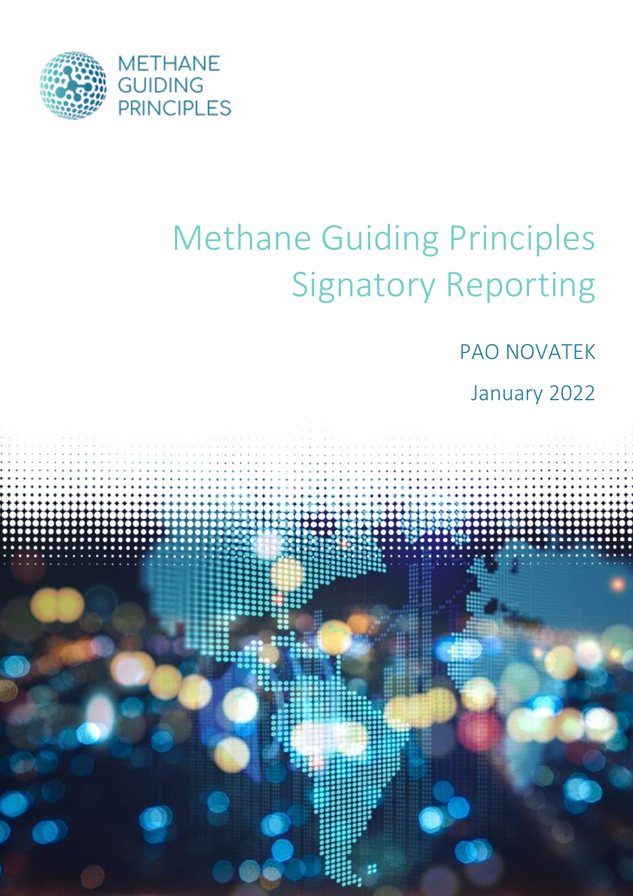METHANE GUIDING PRINCIPLES

# Methane Guiding Principles Signatory Reporting

PAO NOVATEK

January 2022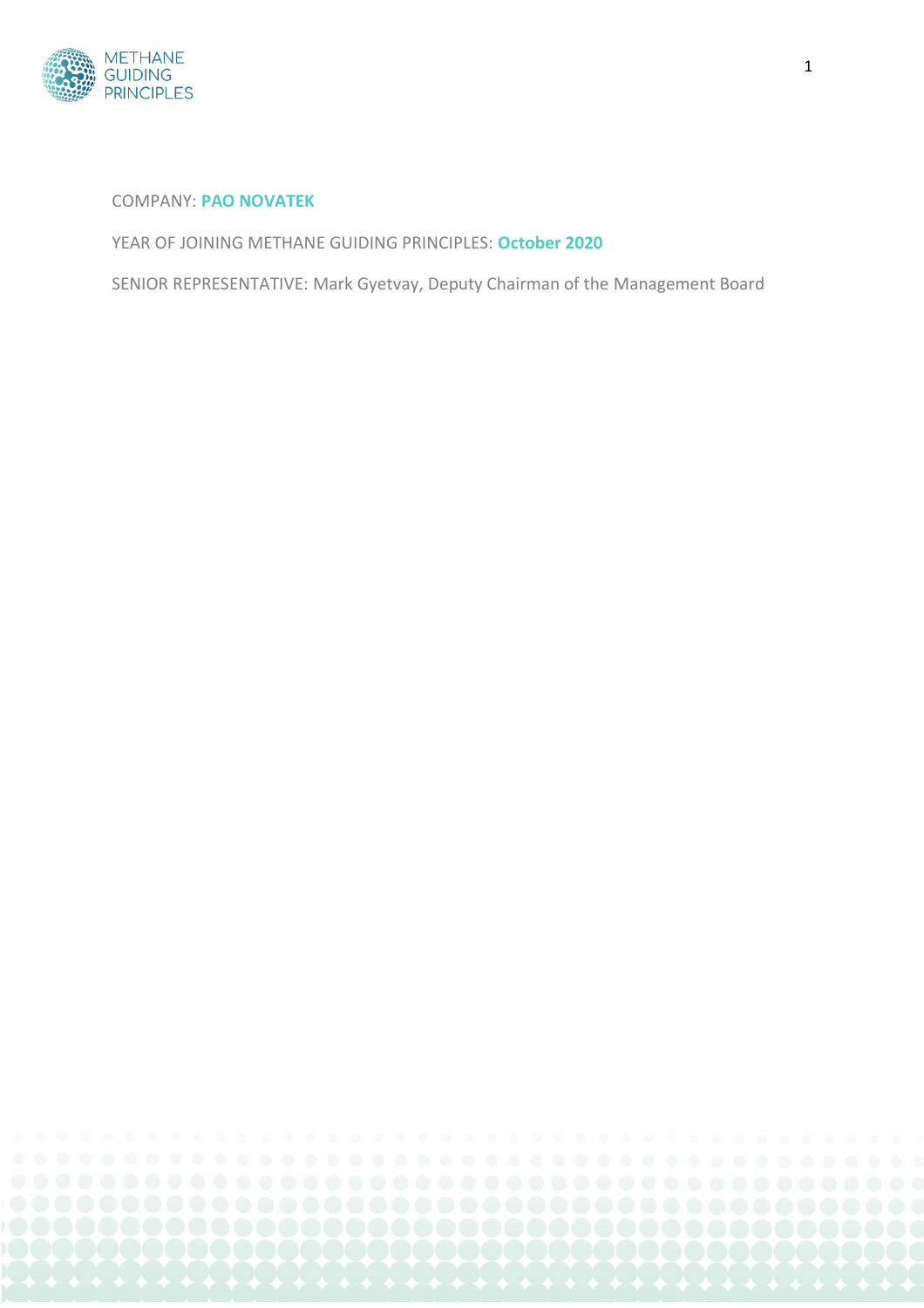COMPANY: **PAO NOVATEK**

YEAR OF JOINING METHANE GUIDING PRINCIPLES: **October 2020**

SENIOR REPRESENTATIVE: Mark Gyetvay, Deputy Chairman of the Management Board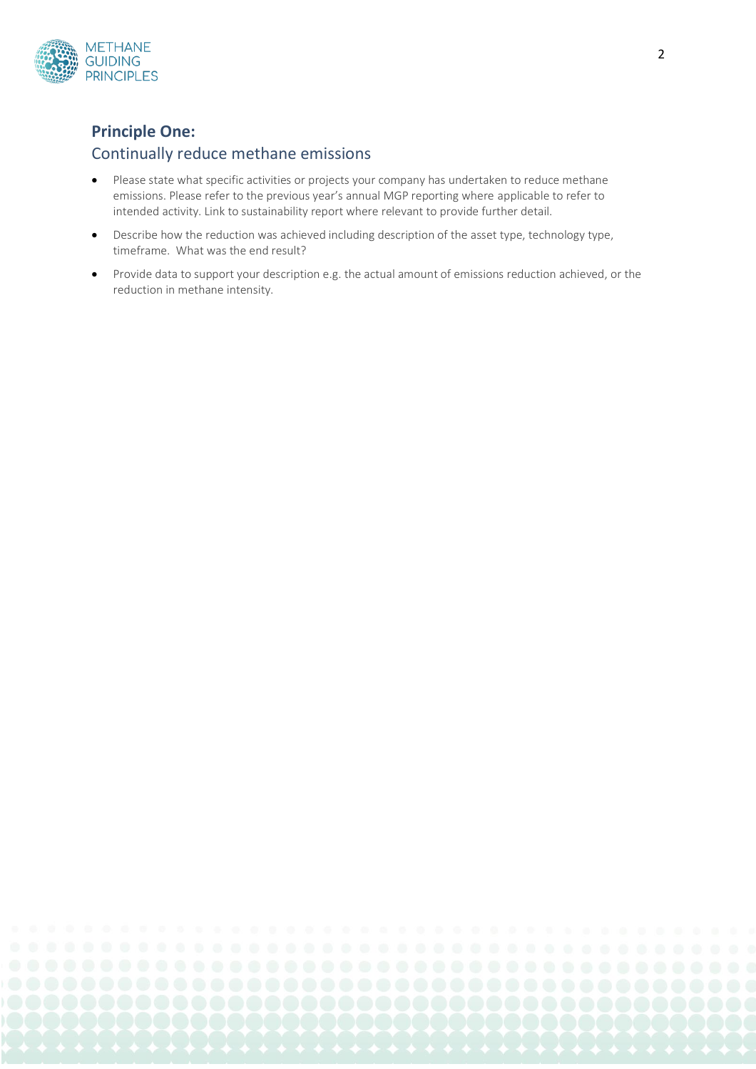## Principle One:

### Continually reduce methane emissions

- Please state what specific activities or projects your company has undertaken to reduce methane emissions. Please refer to the previous year's annual MGP reporting where applicable to refer to intended activity. Link to sustainability report where relevant to provide further detail.
- Describe how the reduction was achieved including description of the asset type, technology type, timeframe. What was the end result?
- Provide data to support your description e.g. the actual amount of emissions reduction achieved, or the reduction in methane intensity.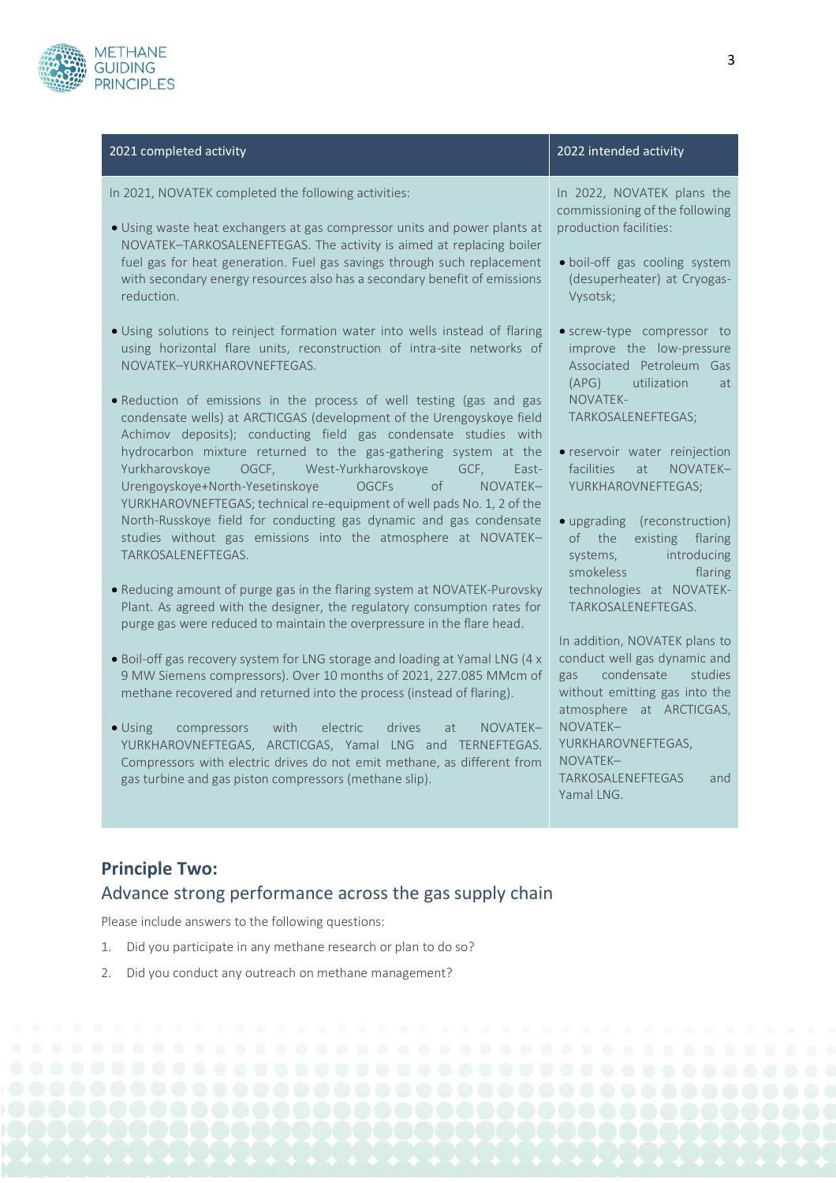| 2021 completed activity | 2022 intended activity |
| --- | --- |
| In 2021, NOVATEK completed the following activities:<br><br>• Using waste heat exchangers at gas compressor units and power plants at NOVATEK–TARKOSALENEFTEGAS. The activity is aimed at replacing boiler fuel gas for heat generation. Fuel gas savings through such replacement with secondary energy resources also has a secondary benefit of emissions reduction.<br><br>• Using solutions to reinject formation water into wells instead of flaring using horizontal flare units, reconstruction of intra-site networks of NOVATEK–YURKHAROVNEFTEGAS.<br><br>• Reduction of emissions in the process of well testing (gas and gas condensate wells) at ARCTICGAS (development of the Urengoyskoye field Achimov deposits); conducting field gas condensate studies with hydrocarbon mixture returned to the gas-gathering system at the Yurkharovskoye OGCF, West-Yurkharovskoye GCF, East-Urengoyskoye+North-Yesetinskoye OGCFs of NOVATEK–YURKHAROVNEFTEGAS; technical re-equipment of well pads No. 1, 2 of the North-Russkoye field for conducting gas dynamic and gas condensate studies without gas emissions into the atmosphere at NOVATEK–TARKOSALENEFTEGAS.<br><br>• Reducing amount of purge gas in the flaring system at NOVATEK-Purovsky Plant. As agreed with the designer, the regulatory consumption rates for purge gas were reduced to maintain the overpressure in the flare head.<br><br>• Boil-off gas recovery system for LNG storage and loading at Yamal LNG (4 x 9 MW Siemens compressors). Over 10 months of 2021, 227.085 MMcm of methane recovered and returned into the process (instead of flaring).<br><br>• Using compressors with electric drives at NOVATEK–YURKHAROVNEFTEGAS, ARCTICGAS, Yamal LNG and TERNEFTEGAS. Compressors with electric drives do not emit methane, as different from gas turbine and gas piston compressors (methane slip). | In 2022, NOVATEK plans the commissioning of the following production facilities:<br><br>• boil-off gas cooling system (desuperheater) at Cryogas-Vysotsk;<br><br>• screw-type compressor to improve the low-pressure Associated Petroleum Gas (APG) utilization at NOVATEK-TARKOSALENEFTEGAS;<br><br>• reservoir water reinjection facilities at NOVATEK–YURKHAROVNEFTEGAS;<br><br>• upgrading (reconstruction) of the existing flaring systems, introducing smokeless flaring technologies at NOVATEK-TARKOSALENEFTEGAS.<br><br>In addition, NOVATEK plans to conduct well gas dynamic and gas condensate studies without emitting gas into the atmosphere at ARCTICGAS, NOVATEK–YURKHAROVNEFTEGAS, NOVATEK–TARKOSALENEFTEGAS and Yamal LNG. |

## Principle Two:

## Advance strong performance across the gas supply chain

Please include answers to the following questions:

1. Did you participate in any methane research or plan to do so?
2. Did you conduct any outreach on methane management?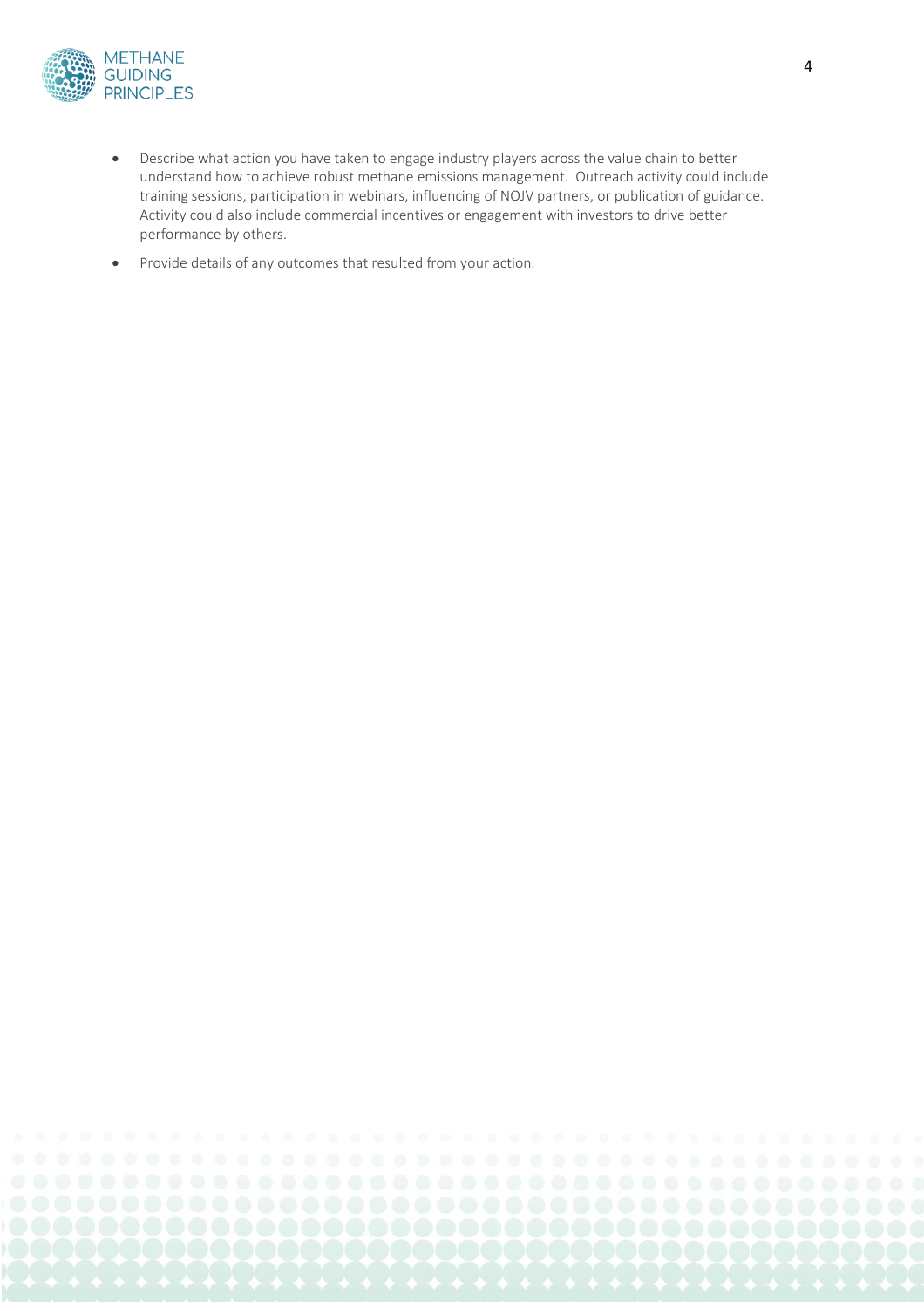- Describe what action you have taken to engage industry players across the value chain to better understand how to achieve robust methane emissions management. Outreach activity could include training sessions, participation in webinars, influencing of NOJV partners, or publication of guidance. Activity could also include commercial incentives or engagement with investors to drive better performance by others.
- Provide details of any outcomes that resulted from your action.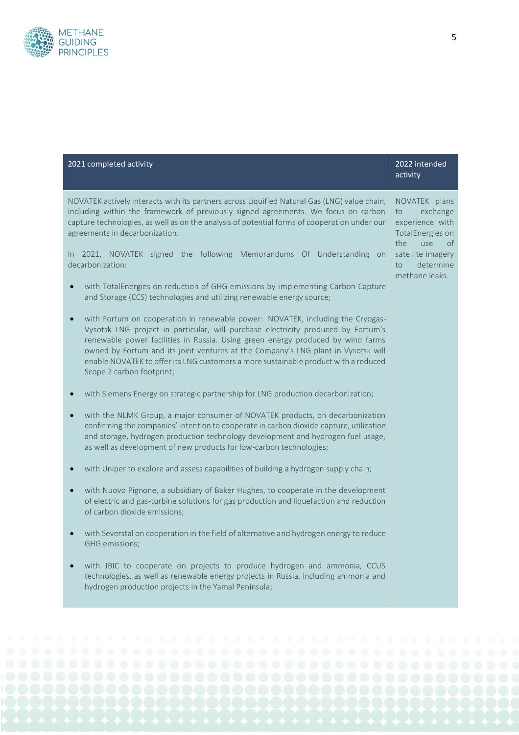| 2021 completed activity | 2022 intended activity |
|---|---|
| NOVATEK actively interacts with its partners across Liquified Natural Gas (LNG) value chain, including within the framework of previously signed agreements. We focus on carbon capture technologies, as well as on the analysis of potential forms of cooperation under our agreements in decarbonization.<br><br>In 2021, NOVATEK signed the following Memorandums Of Understanding on decarbonization:<br><br>• with TotalEnergies on reduction of GHG emissions by implementing Carbon Capture and Storage (CCS) technologies and utilizing renewable energy source;<br><br>• with Fortum on cooperation in renewable power: NOVATEK, including the Cryogas-Vysotsk LNG project in particular, will purchase electricity produced by Fortum's renewable power facilities in Russia. Using green energy produced by wind farms owned by Fortum and its joint ventures at the Company's LNG plant in Vysotsk will enable NOVATEK to offer its LNG customers a more sustainable product with a reduced Scope 2 carbon footprint;<br><br>• with Siemens Energy on strategic partnership for LNG production decarbonization;<br><br>• with the NLMK Group, a major consumer of NOVATEK products, on decarbonization confirming the companies' intention to cooperate in carbon dioxide capture, utilization and storage, hydrogen production technology development and hydrogen fuel usage, as well as development of new products for low-carbon technologies;<br><br>• with Uniper to explore and assess capabilities of building a hydrogen supply chain;<br><br>• with Nuovo Pignone, a subsidiary of Baker Hughes, to cooperate in the development of electric and gas-turbine solutions for gas production and liquefaction and reduction of carbon dioxide emissions;<br><br>• with Severstal on cooperation in the field of alternative and hydrogen energy to reduce GHG emissions;<br><br>• with JBIC to cooperate on projects to produce hydrogen and ammonia, CCUS technologies, as well as renewable energy projects in Russia, including ammonia and hydrogen production projects in the Yamal Peninsula; | NOVATEK plans to exchange experience with TotalEnergies on the use of satellite imagery to determine methane leaks. |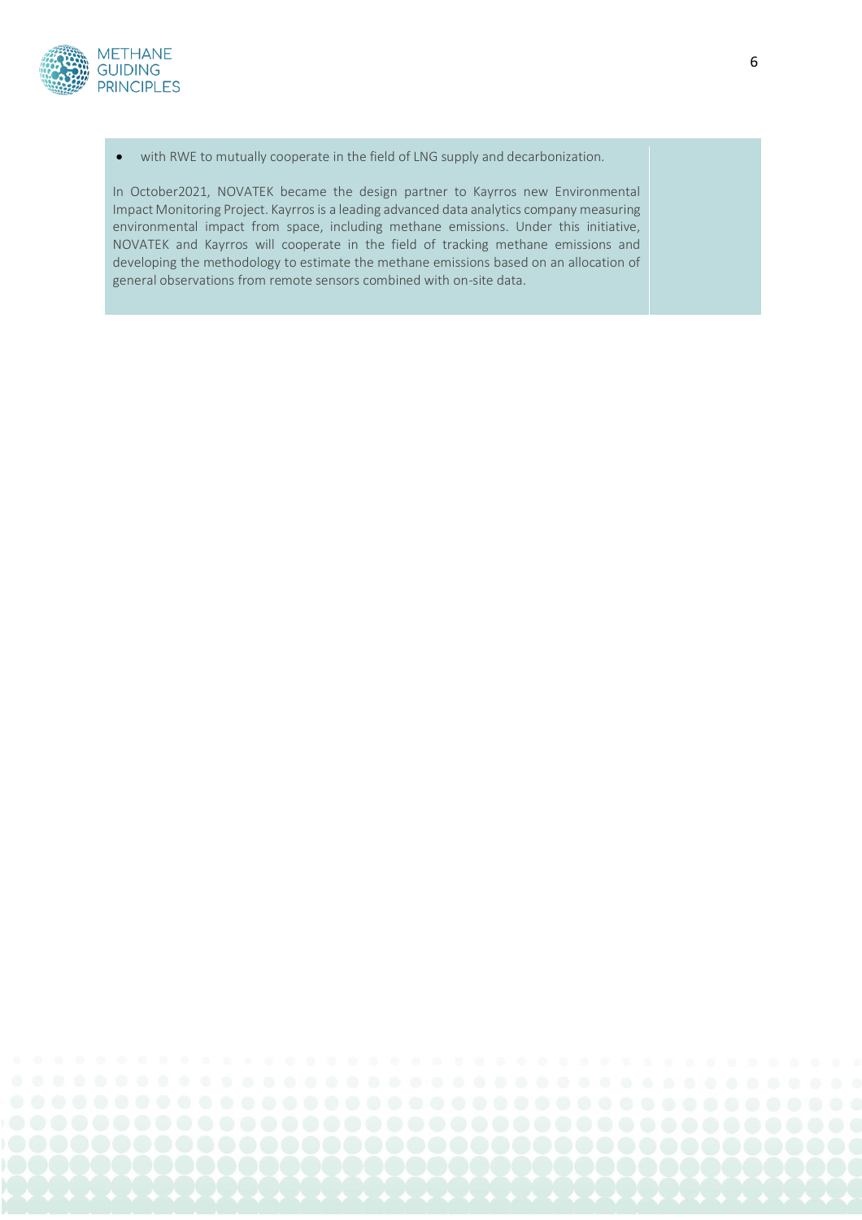- with RWE to mutually cooperate in the field of LNG supply and decarbonization.

In October2021, NOVATEK became the design partner to Kayrros new Environmental Impact Monitoring Project. Kayrros is a leading advanced data analytics company measuring environmental impact from space, including methane emissions. Under this initiative, NOVATEK and Kayrros will cooperate in the field of tracking methane emissions and developing the methodology to estimate the methane emissions based on an allocation of general observations from remote sensors combined with on-site data.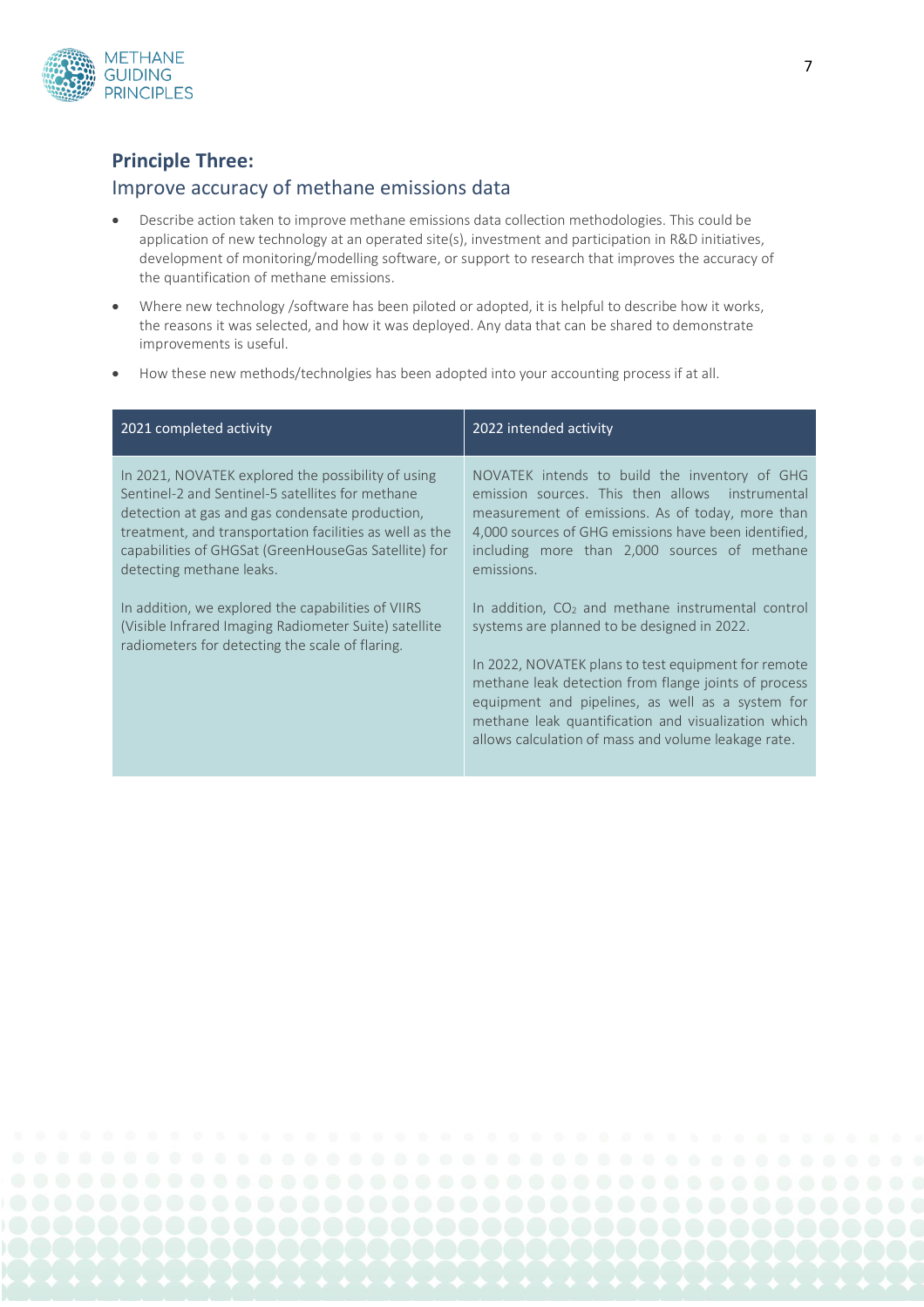## Principle Three:

### Improve accuracy of methane emissions data

- Describe action taken to improve methane emissions data collection methodologies. This could be application of new technology at an operated site(s), investment and participation in R&D initiatives, development of monitoring/modelling software, or support to research that improves the accuracy of the quantification of methane emissions.
- Where new technology /software has been piloted or adopted, it is helpful to describe how it works, the reasons it was selected, and how it was deployed. Any data that can be shared to demonstrate improvements is useful.
- How these new methods/technolgies has been adopted into your accounting process if at all.

| 2021 completed activity | 2022 intended activity |
| --- | --- |
| In 2021, NOVATEK explored the possibility of using Sentinel-2 and Sentinel-5 satellites for methane detection at gas and gas condensate production, treatment, and transportation facilities as well as the capabilities of GHGSat (GreenHouseGas Satellite) for detecting methane leaks.<br><br>In addition, we explored the capabilities of VIIRS (Visible Infrared Imaging Radiometer Suite) satellite radiometers for detecting the scale of flaring. | NOVATEK intends to build the inventory of GHG emission sources. This then allows instrumental measurement of emissions. As of today, more than 4,000 sources of GHG emissions have been identified, including more than 2,000 sources of methane emissions.<br><br>In addition, $CO_2$ and methane instrumental control systems are planned to be designed in 2022.<br><br>In 2022, NOVATEK plans to test equipment for remote methane leak detection from flange joints of process equipment and pipelines, as well as a system for methane leak quantification and visualization which allows calculation of mass and volume leakage rate. |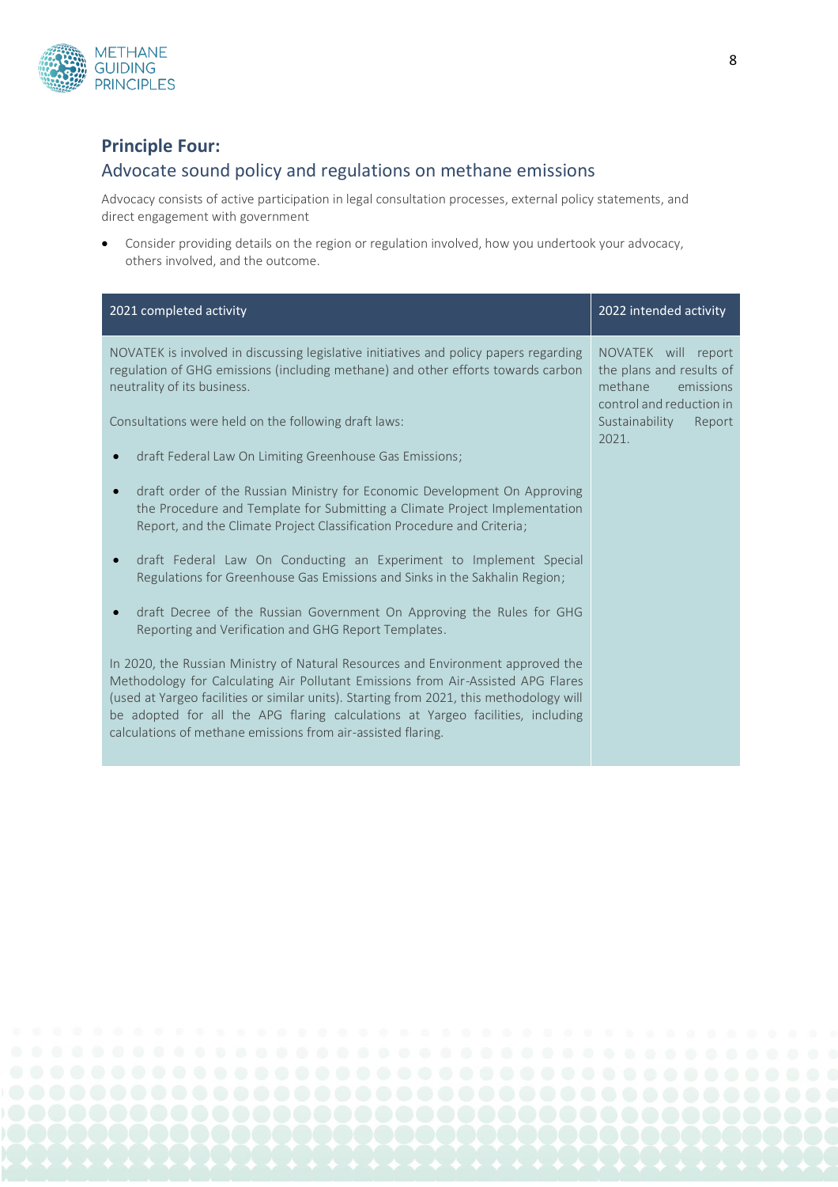## Principle Four:

### Advocate sound policy and regulations on methane emissions

Advocacy consists of active participation in legal consultation processes, external policy statements, and direct engagement with government

- Consider providing details on the region or regulation involved, how you undertook your advocacy, others involved, and the outcome.

| 2021 completed activity | 2022 intended activity |
| --- | --- |
| NOVATEK is involved in discussing legislative initiatives and policy papers regarding regulation of GHG emissions (including methane) and other efforts towards carbon neutrality of its business.<br><br>Consultations were held on the following draft laws:<br><br>• draft Federal Law On Limiting Greenhouse Gas Emissions;<br>• draft order of the Russian Ministry for Economic Development On Approving the Procedure and Template for Submitting a Climate Project Implementation Report, and the Climate Project Classification Procedure and Criteria;<br>• draft Federal Law On Conducting an Experiment to Implement Special Regulations for Greenhouse Gas Emissions and Sinks in the Sakhalin Region;<br>• draft Decree of the Russian Government On Approving the Rules for GHG Reporting and Verification and GHG Report Templates.<br><br>In 2020, the Russian Ministry of Natural Resources and Environment approved the Methodology for Calculating Air Pollutant Emissions from Air-Assisted APG Flares (used at Yargeo facilities or similar units). Starting from 2021, this methodology will be adopted for all the APG flaring calculations at Yargeo facilities, including calculations of methane emissions from air-assisted flaring. | NOVATEK will report the plans and results of methane emissions control and reduction in Sustainability Report 2021. |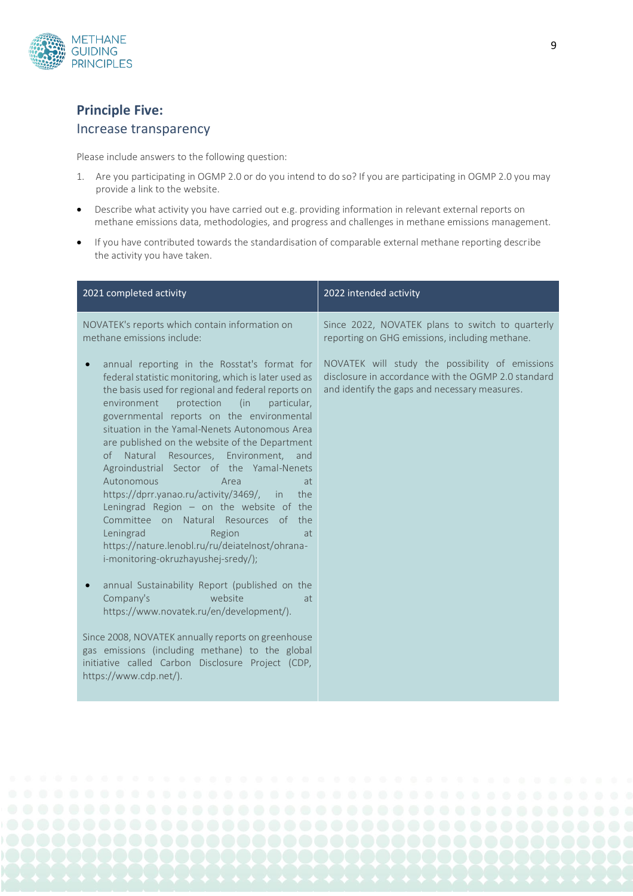## Principle Five:

### Increase transparency

Please include answers to the following question:

1. Are you participating in OGMP 2.0 or do you intend to do so? If you are participating in OGMP 2.0 you may provide a link to the website.

- Describe what activity you have carried out e.g. providing information in relevant external reports on methane emissions data, methodologies, and progress and challenges in methane emissions management.
- If you have contributed towards the standardisation of comparable external methane reporting describe the activity you have taken.

| 2021 completed activity | 2022 intended activity |
|---|---|
| NOVATEK's reports which contain information on methane emissions include:<br><br>• annual reporting in the Rosstat's format for federal statistic monitoring, which is later used as the basis used for regional and federal reports on environment protection (in particular, governmental reports on the environmental situation in the Yamal-Nenets Autonomous Area are published on the website of the Department of Natural Resources, Environment, and Agroindustrial Sector of the Yamal-Nenets Autonomous Area at https://dprr.yanao.ru/activity/3469/, in the Leningrad Region – on the website of the Committee on Natural Resources of the Leningrad Region at https://nature.lenobl.ru/ru/deiatelnost/ohrana-i-monitoring-okruzhayushej-sredy/);<br><br>• annual Sustainability Report (published on the Company's website at https://www.novatek.ru/en/development/).<br><br>Since 2008, NOVATEK annually reports on greenhouse gas emissions (including methane) to the global initiative called Carbon Disclosure Project (CDP, https://www.cdp.net/). | Since 2022, NOVATEK plans to switch to quarterly reporting on GHG emissions, including methane.<br><br>NOVATEK will study the possibility of emissions disclosure in accordance with the OGMP 2.0 standard and identify the gaps and necessary measures. |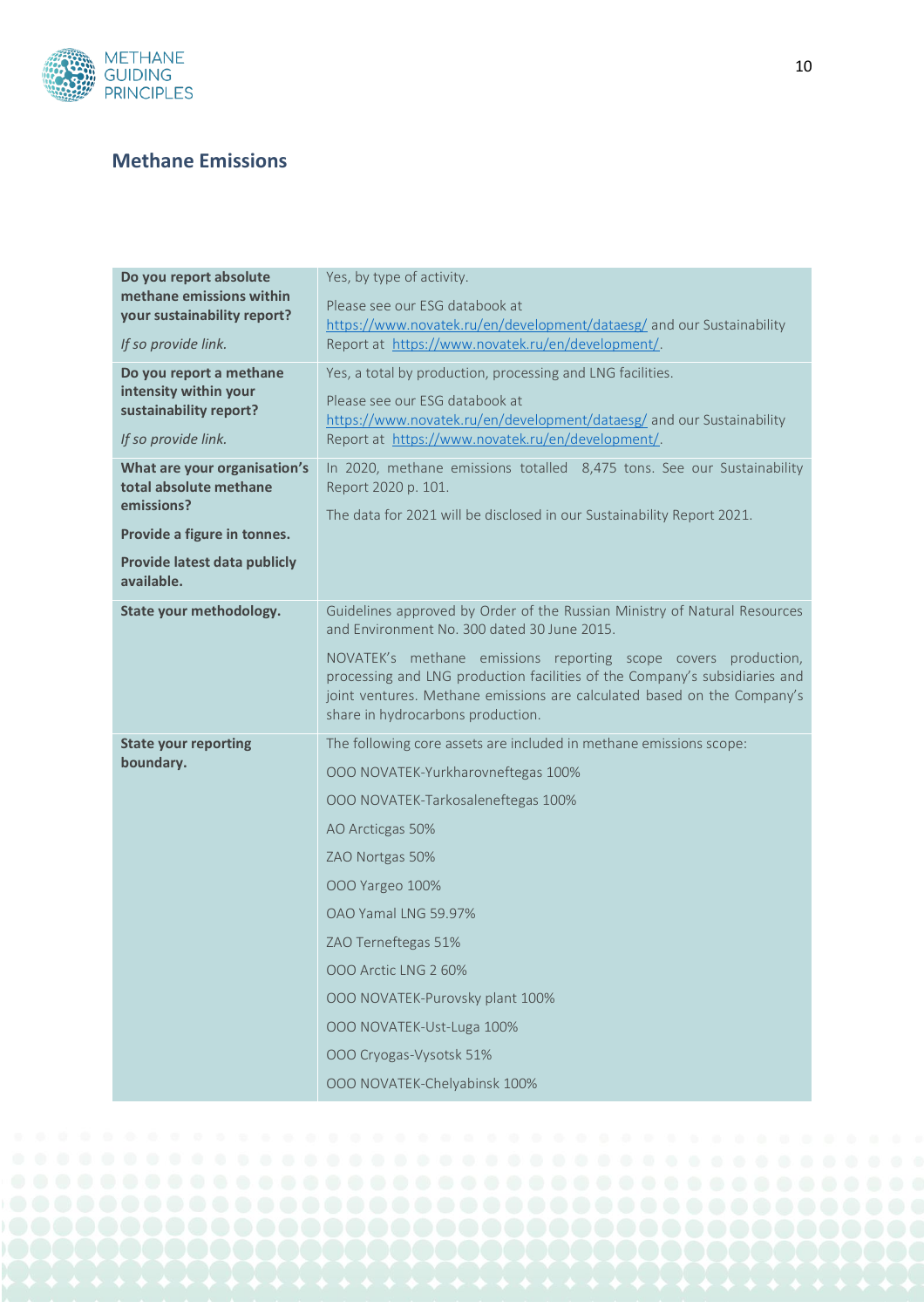## Methane Emissions

| | |
|---|---|
| **Do you report absolute methane emissions within your sustainability report?**<br><br>*If so provide link.* | Yes, by type of activity.<br><br>Please see our ESG databook at https://www.novatek.ru/en/development/dataesg/ and our Sustainability Report at https://www.novatek.ru/en/development/. |
| **Do you report a methane intensity within your sustainability report?**<br><br>*If so provide link.* | Yes, a total by production, processing and LNG facilities.<br><br>Please see our ESG databook at https://www.novatek.ru/en/development/dataesg/ and our Sustainability Report at https://www.novatek.ru/en/development/. |
| **What are your organisation's total absolute methane emissions?**<br><br>**Provide a figure in tonnes.**<br><br>**Provide latest data publicly available.** | In 2020, methane emissions totalled 8,475 tons. See our Sustainability Report 2020 p. 101.<br><br>The data for 2021 will be disclosed in our Sustainability Report 2021. |
| **State your methodology.** | Guidelines approved by Order of the Russian Ministry of Natural Resources and Environment No. 300 dated 30 June 2015.<br><br>NOVATEK's methane emissions reporting scope covers production, processing and LNG production facilities of the Company's subsidiaries and joint ventures. Methane emissions are calculated based on the Company's share in hydrocarbons production. |
| **State your reporting boundary.** | The following core assets are included in methane emissions scope:<br><br>OOO NOVATEK-Yurkharovneftegas 100%<br><br>OOO NOVATEK-Tarkosaleneftegas 100%<br><br>AO Arcticgas 50%<br><br>ZAO Nortgas 50%<br><br>OOO Yargeo 100%<br><br>OAO Yamal LNG 59.97%<br><br>ZAO Terneftegas 51%<br><br>OOO Arctic LNG 2 60%<br><br>OOO NOVATEK-Purovsky plant 100%<br><br>OOO NOVATEK-Ust-Luga 100%<br><br>OOO Cryogas-Vysotsk 51%<br><br>OOO NOVATEK-Chelyabinsk 100% |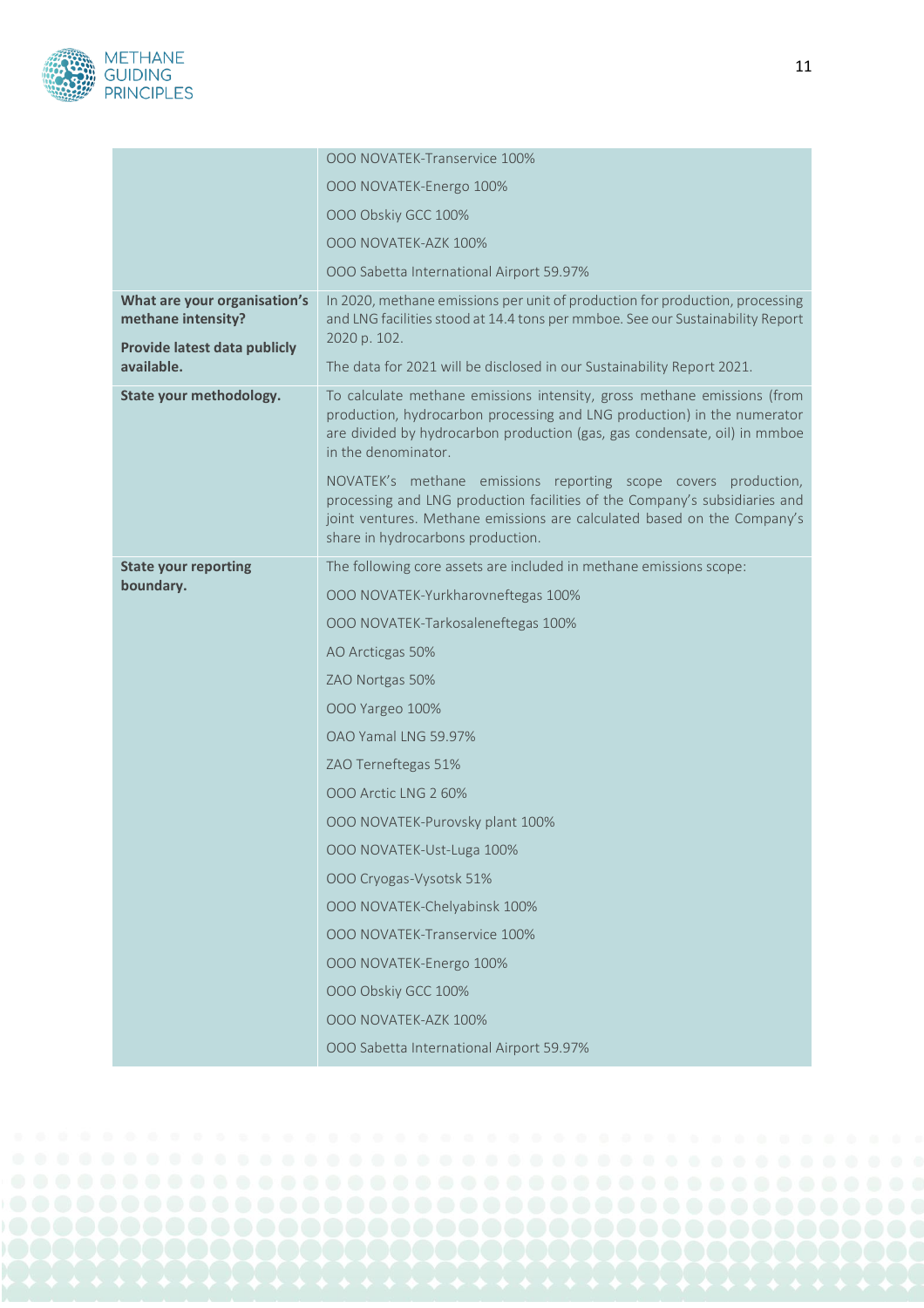| | |
|---|---|
| | OOO NOVATEK-Transervice 100% |
| | OOO NOVATEK-Energo 100% |
| | OOO Obskiy GCC 100% |
| | OOO NOVATEK-AZK 100% |
| | OOO Sabetta International Airport 59.97% |
| **What are your organisation's methane intensity?** **Provide latest data publicly available.** | In 2020, methane emissions per unit of production for production, processing and LNG facilities stood at 14.4 tons per mmboe. See our Sustainability Report 2020 p. 102. The data for 2021 will be disclosed in our Sustainability Report 2021. |
| **State your methodology.** | To calculate methane emissions intensity, gross methane emissions (from production, hydrocarbon processing and LNG production) in the numerator are divided by hydrocarbon production (gas, gas condensate, oil) in mmboe in the denominator. NOVATEK's methane emissions reporting scope covers production, processing and LNG production facilities of the Company's subsidiaries and joint ventures. Methane emissions are calculated based on the Company's share in hydrocarbons production. |
| **State your reporting boundary.** | The following core assets are included in methane emissions scope: |
| | OOO NOVATEK-Yurkharovneftegas 100% |
| | OOO NOVATEK-Tarkosaleneftegas 100% |
| | AO Arcticgas 50% |
| | ZAO Nortgas 50% |
| | OOO Yargeo 100% |
| | OAO Yamal LNG 59.97% |
| | ZAO Terneftegas 51% |
| | OOO Arctic LNG 2 60% |
| | OOO NOVATEK-Purovsky plant 100% |
| | OOO NOVATEK-Ust-Luga 100% |
| | OOO Cryogas-Vysotsk 51% |
| | OOO NOVATEK-Chelyabinsk 100% |
| | OOO NOVATEK-Transervice 100% |
| | OOO NOVATEK-Energo 100% |
| | OOO Obskiy GCC 100% |
| | OOO NOVATEK-AZK 100% |
| | OOO Sabetta International Airport 59.97% |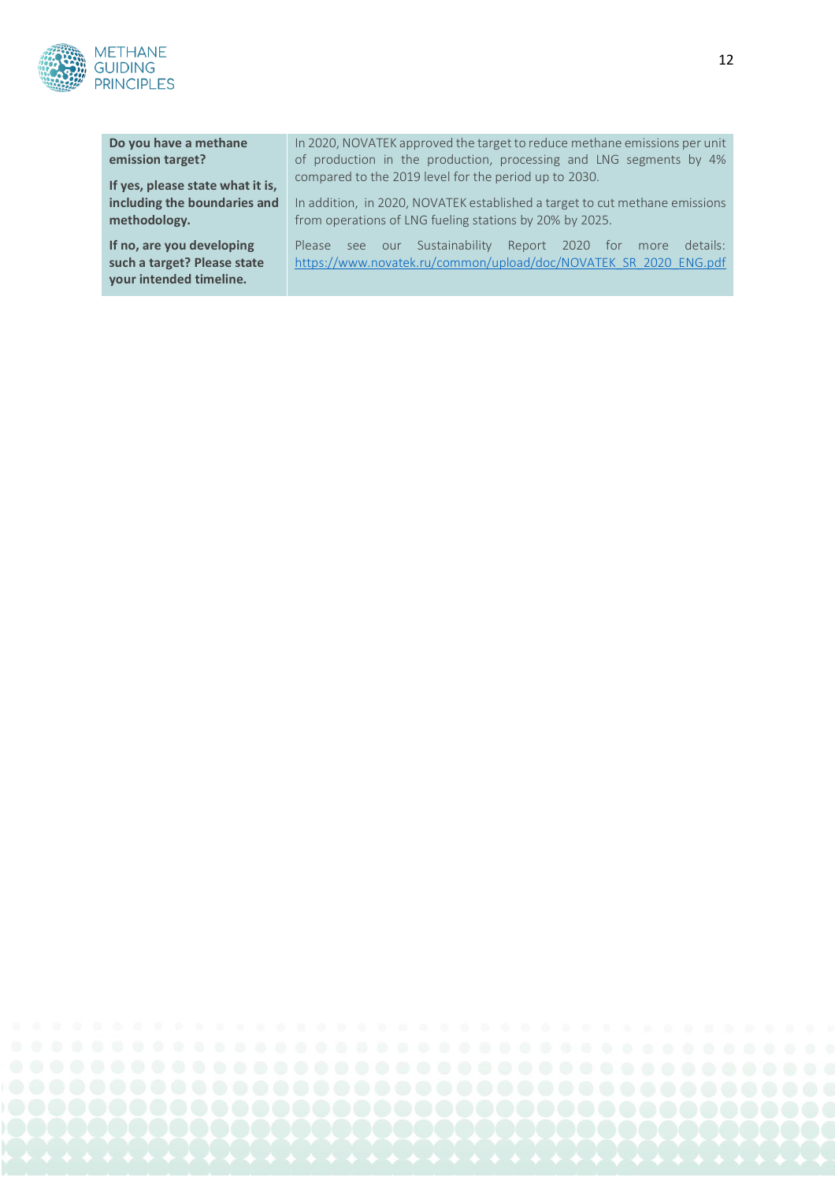| | |
|---|---|
| **Do you have a methane emission target?**<br><br>**If yes, please state what it is, including the boundaries and methodology.**<br><br>**If no, are you developing such a target? Please state your intended timeline.** | In 2020, NOVATEK approved the target to reduce methane emissions per unit of production in the production, processing and LNG segments by 4% compared to the 2019 level for the period up to 2030.<br><br>In addition, in 2020, NOVATEK established a target to cut methane emissions from operations of LNG fueling stations by 20% by 2025.<br><br>Please see our Sustainability Report 2020 for more details: https://www.novatek.ru/common/upload/doc/NOVATEK_SR_2020_ENG.pdf |